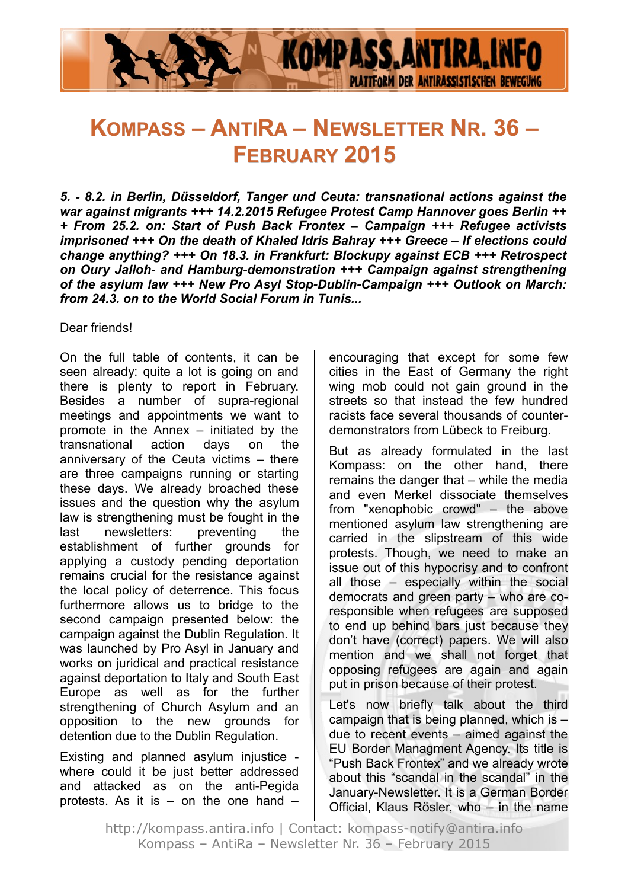# Kompass – AntiRa – Newsletter Nr. 36 – February 2015

***5. - 8.2. in Berlin, Düsseldorf, Tanger und Ceuta: transnational actions against the war against migrants +++ 14.2.2015 Refugee Protest Camp Hannover goes Berlin +++ From 25.2. on: Start of Push Back Frontex – Campaign +++ Refugee activists imprisoned +++ On the death of Khaled Idris Bahray +++ Greece – If elections could change anything? +++ On 18.3. in Frankfurt: Blockupy against ECB +++ Retrospect on Oury Jalloh- and Hamburg-demonstration +++ Campaign against strengthening of the asylum law +++ New Pro Asyl Stop-Dublin-Campaign +++ Outlook on March: from 24.3. on to the World Social Forum in Tunis...***

Dear friends!

On the full table of contents, it can be seen already: quite a lot is going on and there is plenty to report in February. Besides a number of supra-regional meetings and appointments we want to promote in the Annex – initiated by the transnational action days on the anniversary of the Ceuta victims – there are three campaigns running or starting these days. We already broached these issues and the question why the asylum law is strengthening must be fought in the last newsletters: preventing the establishment of further grounds for applying a custody pending deportation remains crucial for the resistance against the local policy of deterrence. This focus furthermore allows us to bridge to the second campaign presented below: the campaign against the Dublin Regulation. It was launched by Pro Asyl in January and works on juridical and practical resistance against deportation to Italy and South East Europe as well as for the further strengthening of Church Asylum and an opposition to the new grounds for detention due to the Dublin Regulation.

Existing and planned asylum injustice - where could it be just better addressed and attacked as on the anti-Pegida protests. As it is – on the one hand – encouraging that except for some few cities in the East of Germany the right wing mob could not gain ground in the streets so that instead the few hundred racists face several thousands of counter-demonstrators from Lübeck to Freiburg.

But as already formulated in the last Kompass: on the other hand, there remains the danger that – while the media and even Merkel dissociate themselves from "xenophobic crowd" – the above mentioned asylum law strengthening are carried in the slipstream of this wide protests. Though, we need to make an issue out of this hypocrisy and to confront all those – especially within the social democrats and green party – who are co-responsible when refugees are supposed to end up behind bars just because they don't have (correct) papers. We will also mention and we shall not forget that opposing refugees are again and again put in prison because of their protest.

Let's now briefly talk about the third campaign that is being planned, which is – due to recent events – aimed against the EU Border Managment Agency. Its title is "Push Back Frontex" and we already wrote about this "scandal in the scandal" in the January-Newsletter. It is a German Border Official, Klaus Rösler, who – in the name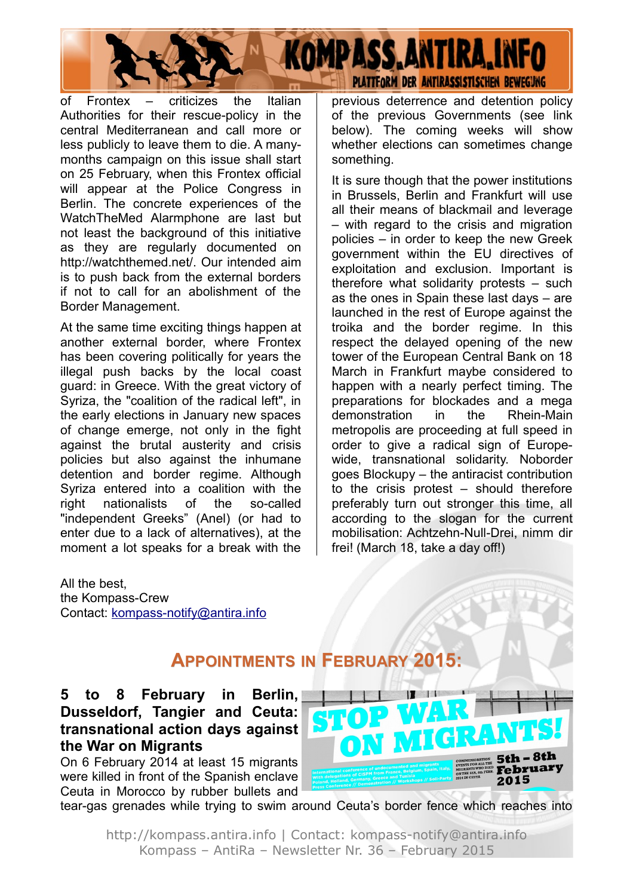of Frontex – criticizes the Italian Authorities for their rescue-policy in the central Mediterranean and call more or less publicly to leave them to die. A many-months campaign on this issue shall start on 25 February, when this Frontex official will appear at the Police Congress in Berlin. The concrete experiences of the WatchTheMed Alarmphone are last but not least the background of this initiative as they are regularly documented on http://watchthemed.net/. Our intended aim is to push back from the external borders if not to call for an abolishment of the Border Management.

At the same time exciting things happen at another external border, where Frontex has been covering politically for years the illegal push backs by the local coast guard: in Greece. With the great victory of Syriza, the "coalition of the radical left", in the early elections in January new spaces of change emerge, not only in the fight against the brutal austerity and crisis policies but also against the inhumane detention and border regime. Although Syriza entered into a coalition with the right nationalists of the so-called "independent Greeks" (Anel) (or had to enter due to a lack of alternatives), at the moment a lot speaks for a break with the previous deterrence and detention policy of the previous Governments (see link below). The coming weeks will show whether elections can sometimes change something.

It is sure though that the power institutions in Brussels, Berlin and Frankfurt will use all their means of blackmail and leverage – with regard to the crisis and migration policies – in order to keep the new Greek government within the EU directives of exploitation and exclusion. Important is therefore what solidarity protests – such as the ones in Spain these last days – are launched in the rest of Europe against the troika and the border regime. In this respect the delayed opening of the new tower of the European Central Bank on 18 March in Frankfurt maybe considered to happen with a nearly perfect timing. The preparations for blockades and a mega demonstration in the Rhein-Main metropolis are proceeding at full speed in order to give a radical sign of Europe-wide, transnational solidarity. Noborder goes Blockupy – the antiracist contribution to the crisis protest – should therefore preferably turn out stronger this time, all according to the slogan for the current mobilisation: Achtzehn-Null-Drei, nimm dir frei! (March 18, take a day off!)

All the best,
the Kompass-Crew
Contact: kompass-notify@antira.info

## Appointments in February 2015:

### 5 to 8 February in Berlin, Dusseldorf, Tangier and Ceuta: transnational action days against the War on Migrants

On 6 February 2014 at least 15 migrants were killed in front of the Spanish enclave Ceuta in Morocco by rubber bullets and tear-gas grenades while trying to swim around Ceuta's border fence which reaches into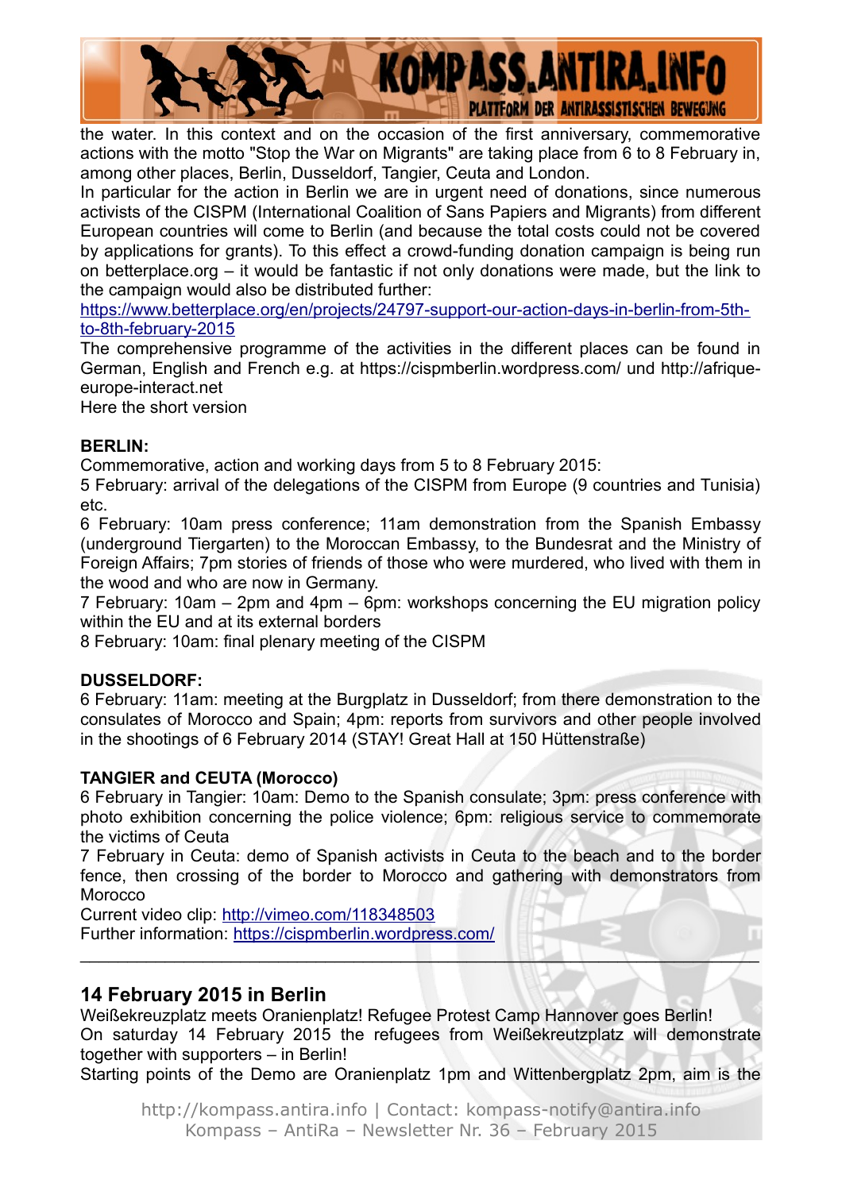the water. In this context and on the occasion of the first anniversary, commemorative actions with the motto "Stop the War on Migrants" are taking place from 6 to 8 February in, among other places, Berlin, Dusseldorf, Tangier, Ceuta and London.

In particular for the action in Berlin we are in urgent need of donations, since numerous activists of the CISPM (International Coalition of Sans Papiers and Migrants) from different European countries will come to Berlin (and because the total costs could not be covered by applications for grants). To this effect a crowd-funding donation campaign is being run on betterplace.org – it would be fantastic if not only donations were made, but the link to the campaign would also be distributed further:

https://www.betterplace.org/en/projects/24797-support-our-action-days-in-berlin-from-5th-to-8th-february-2015

The comprehensive programme of the activities in the different places can be found in German, English and French e.g. at https://cispmberlin.wordpress.com/ und http://afrique-europe-interact.net

Here the short version

**BERLIN:**

Commemorative, action and working days from 5 to 8 February 2015:

5 February: arrival of the delegations of the CISPM from Europe (9 countries and Tunisia) etc.

6 February: 10am press conference; 11am demonstration from the Spanish Embassy (underground Tiergarten) to the Moroccan Embassy, to the Bundesrat and the Ministry of Foreign Affairs; 7pm stories of friends of those who were murdered, who lived with them in the wood and who are now in Germany.

7 February: 10am – 2pm and 4pm – 6pm: workshops concerning the EU migration policy within the EU and at its external borders

8 February: 10am: final plenary meeting of the CISPM

**DUSSELDORF:**

6 February: 11am: meeting at the Burgplatz in Dusseldorf; from there demonstration to the consulates of Morocco and Spain; 4pm: reports from survivors and other people involved in the shootings of 6 February 2014 (STAY! Great Hall at 150 Hüttenstraße)

**TANGIER and CEUTA (Morocco)**

6 February in Tangier: 10am: Demo to the Spanish consulate; 3pm: press conference with photo exhibition concerning the police violence; 6pm: religious service to commemorate the victims of Ceuta

7 February in Ceuta: demo of Spanish activists in Ceuta to the beach and to the border fence, then crossing of the border to Morocco and gathering with demonstrators from Morocco

Current video clip: http://vimeo.com/118348503

Further information: https://cispmberlin.wordpress.com/

---

## 14 February 2015 in Berlin

Weißekreuzplatz meets Oranienplatz! Refugee Protest Camp Hannover goes Berlin!

On saturday 14 February 2015 the refugees from Weißekreutzplatz will demonstrate together with supporters – in Berlin!

Starting points of the Demo are Oranienplatz 1pm and Wittenbergplatz 2pm, aim is the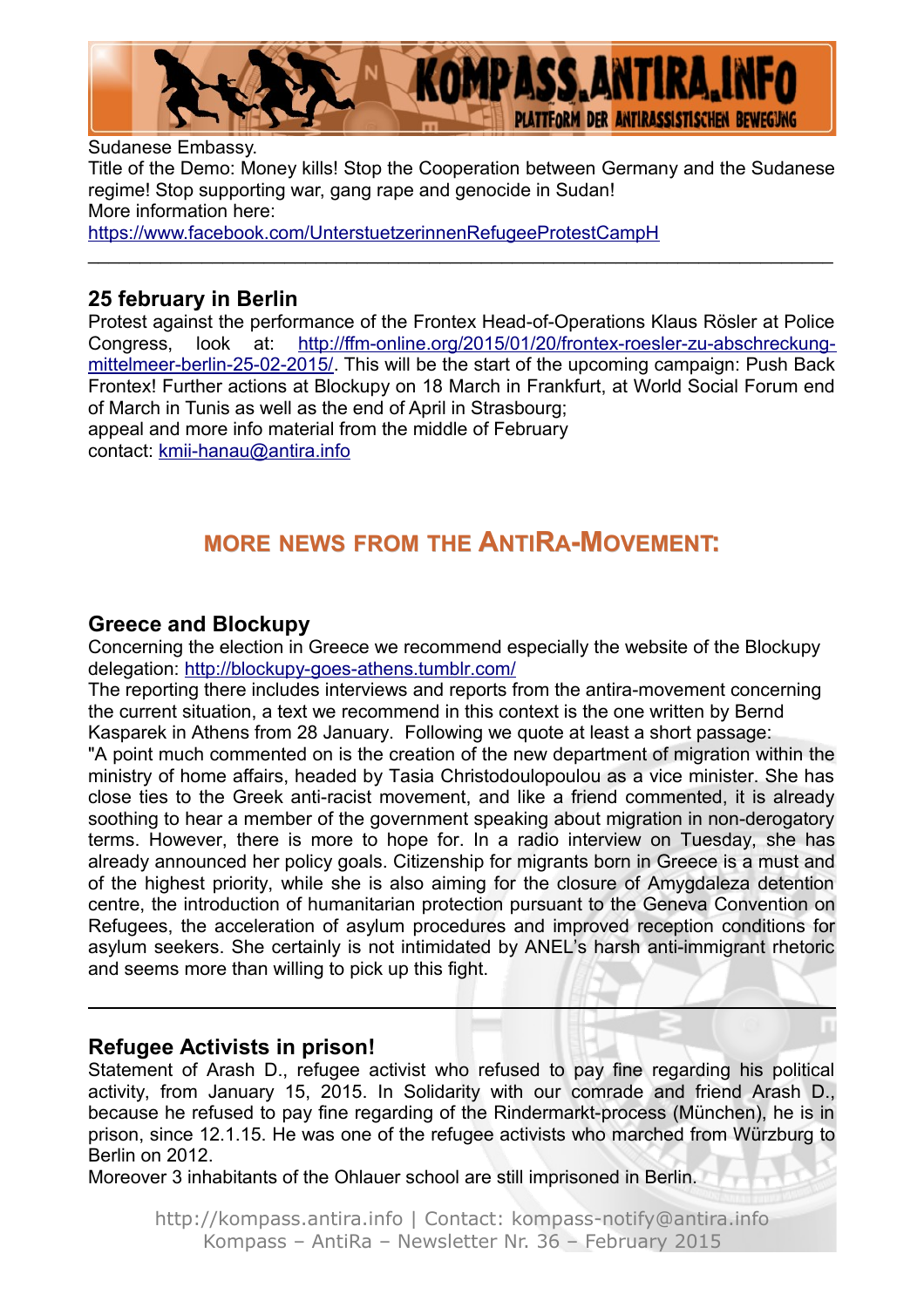Sudanese Embassy.

Title of the Demo: Money kills! Stop the Cooperation between Germany and the Sudanese regime! Stop supporting war, gang rape and genocide in Sudan!

More information here:

https://www.facebook.com/UnterstuetzerinnenRefugeeProtestCampH

---

## 25 february in Berlin

Protest against the performance of the Frontex Head-of-Operations Klaus Rösler at Police Congress, look at: http://ffm-online.org/2015/01/20/frontex-roesler-zu-abschreckung-mittelmeer-berlin-25-02-2015/. This will be the start of the upcoming campaign: Push Back Frontex! Further actions at Blockupy on 18 March in Frankfurt, at World Social Forum end of March in Tunis as well as the end of April in Strasbourg;

appeal and more info material from the middle of February

contact: kmii-hanau@antira.info

# MORE NEWS FROM THE ANTIRA-MOVEMENT:

## Greece and Blockupy

Concerning the election in Greece we recommend especially the website of the Blockupy delegation: http://blockupy-goes-athens.tumblr.com/

The reporting there includes interviews and reports from the antira-movement concerning the current situation, a text we recommend in this context is the one written by Bernd Kasparek in Athens from 28 January. Following we quote at least a short passage:

"A point much commented on is the creation of the new department of migration within the ministry of home affairs, headed by Tasia Christodoulopoulou as a vice minister. She has close ties to the Greek anti-racist movement, and like a friend commented, it is already soothing to hear a member of the government speaking about migration in non-derogatory terms. However, there is more to hope for. In a radio interview on Tuesday, she has already announced her policy goals. Citizenship for migrants born in Greece is a must and of the highest priority, while she is also aiming for the closure of Amygdaleza detention centre, the introduction of humanitarian protection pursuant to the Geneva Convention on Refugees, the acceleration of asylum procedures and improved reception conditions for asylum seekers. She certainly is not intimidated by ANEL's harsh anti-immigrant rhetoric and seems more than willing to pick up this fight.

---

## Refugee Activists in prison!

Statement of Arash D., refugee activist who refused to pay fine regarding his political activity, from January 15, 2015. In Solidarity with our comrade and friend Arash D., because he refused to pay fine regarding of the Rindermarkt-process (München), he is in prison, since 12.1.15. He was one of the refugee activists who marched from Würzburg to Berlin on 2012.

Moreover 3 inhabitants of the Ohlauer school are still imprisoned in Berlin.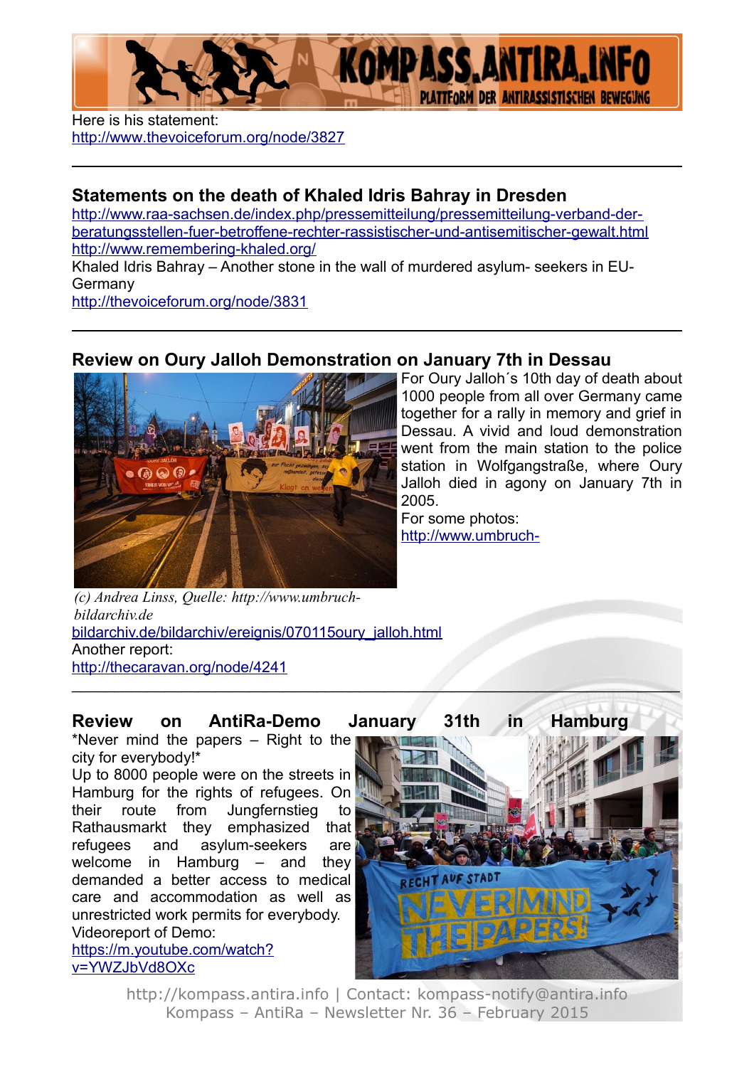Here is his statement:
http://www.thevoiceforum.org/node/3827

---

## Statements on the death of Khaled Idris Bahray in Dresden

http://www.raa-sachsen.de/index.php/pressemitteilung/pressemitteilung-verband-der-beratungsstellen-fuer-betroffene-rechter-rassistischer-und-antisemitischer-gewalt.html
http://www.remembering-khaled.org/
Khaled Idris Bahray – Another stone in the wall of murdered asylum- seekers in EU-Germany
http://thevoiceforum.org/node/3831

---

## Review on Oury Jalloh Demonstration on January 7th in Dessau

For Oury Jalloh´s 10th day of death about 1000 people from all over Germany came together for a rally in memory and grief in Dessau. A vivid and loud demonstration went from the main station to the police station in Wolfgangstraße, where Oury Jalloh died in agony on January 7th in 2005.
For some photos:
http://www.umbruch-bildarchiv.de/bildarchiv/ereignis/070115oury_jalloh.html

*(c) Andrea Linss, Quelle: http://www.umbruch-bildarchiv.de*

Another report:
http://thecaravan.org/node/4241

---

## Review on AntiRa-Demo January 31th in Hamburg

*Never mind the papers – Right to the city for everybody!*
Up to 8000 people were on the streets in Hamburg for the rights of refugees. On their route from Jungfernstieg to Rathausmarkt they emphasized that refugees and asylum-seekers are welcome in Hamburg – and they demanded a better access to medical care and accommodation as well as unrestricted work permits for everybody.
Videoreport of Demo:
https://m.youtube.com/watch?v=YWZJbVd8OXc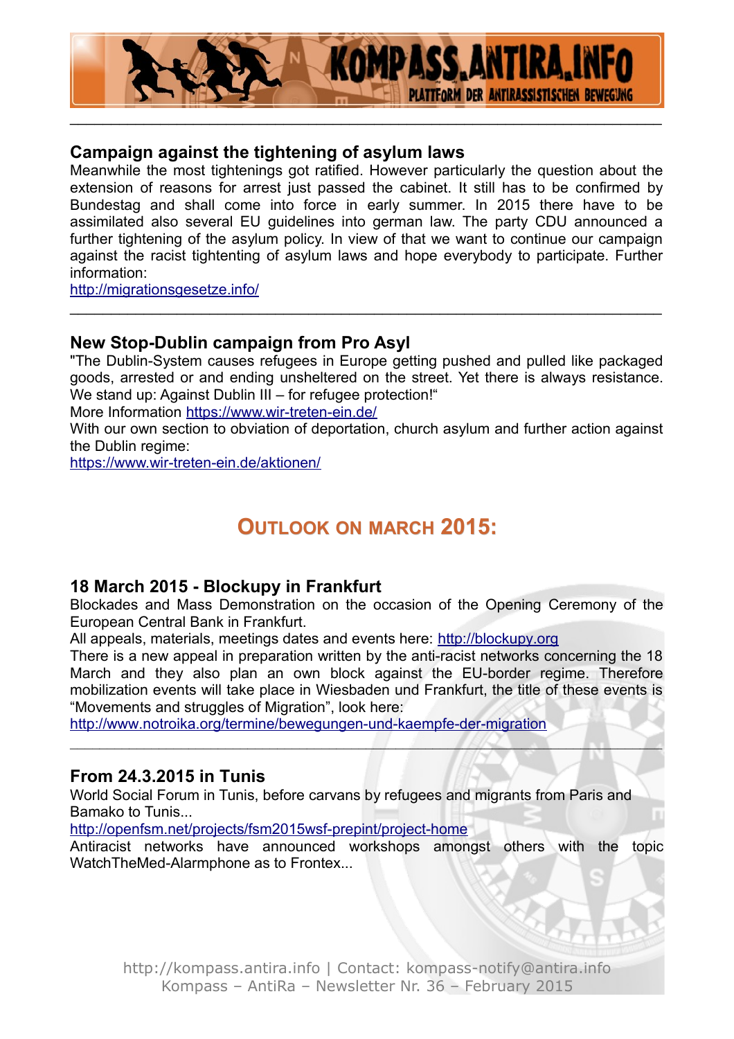## Campaign against the tightening of asylum laws

Meanwhile the most tightenings got ratified. However particularly the question about the extension of reasons for arrest just passed the cabinet. It still has to be confirmed by Bundestag and shall come into force in early summer. In 2015 there have to be assimilated also several EU guidelines into german law. The party CDU announced a further tightening of the asylum policy. In view of that we want to continue our campaign against the racist tightenting of asylum laws and hope everybody to participate. Further information:

http://migrationsgesetze.info/

---

## New Stop-Dublin campaign from Pro Asyl

"The Dublin-System causes refugees in Europe getting pushed and pulled like packaged goods, arrested or and ending unsheltered on the street. Yet there is always resistance. We stand up: Against Dublin III – for refugee protection!"

More Information https://www.wir-treten-ein.de/

With our own section to obviation of deportation, church asylum and further action against the Dublin regime:

https://www.wir-treten-ein.de/aktionen/

# OUTLOOK ON MARCH 2015:

## 18 March 2015 - Blockupy in Frankfurt

Blockades and Mass Demonstration on the occasion of the Opening Ceremony of the European Central Bank in Frankfurt.

All appeals, materials, meetings dates and events here: http://blockupy.org

There is a new appeal in preparation written by the anti-racist networks concerning the 18 March and they also plan an own block against the EU-border regime. Therefore mobilization events will take place in Wiesbaden und Frankfurt, the title of these events is "Movements and struggles of Migration", look here:

http://www.notroika.org/termine/bewegungen-und-kaempfe-der-migration

---

## From 24.3.2015 in Tunis

World Social Forum in Tunis, before carvans by refugees and migrants from Paris and Bamako to Tunis...

http://openfsm.net/projects/fsm2015wsf-prepint/project-home

Antiracist networks have announced workshops amongst others with the topic WatchTheMed-Alarmphone as to Frontex...